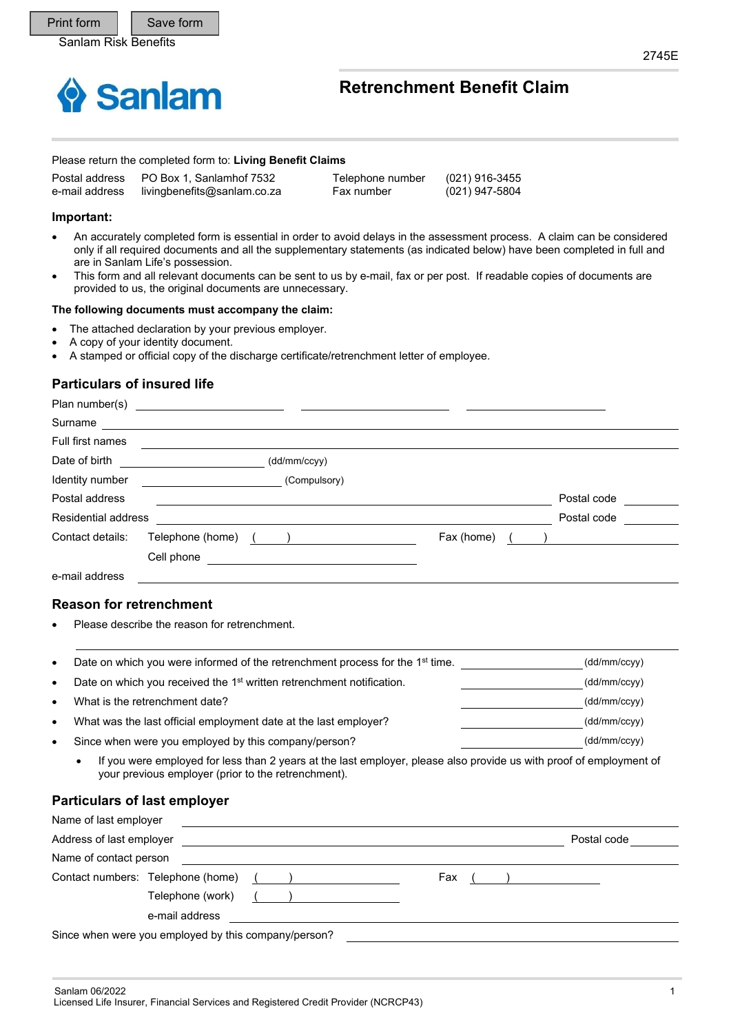Print form Save form

Sanlam Risk Benefits

2745E

Sanlam

# Retrenchment Benefit Claim

Please return the completed form to: **Living Benefit Claims**

| | | | |
|---|---|---|---|
| Postal address | PO Box 1, Sanlamhof 7532 | Telephone number | (021) 916-3455 |
| e-mail address | livingbenefits@sanlam.co.za | Fax number | (021) 947-5804 |

**Important:**

- An accurately completed form is essential in order to avoid delays in the assessment process. A claim can be considered only if all required documents and all the supplementary statements (as indicated below) have been completed in full and are in Sanlam Life's possession.
- This form and all relevant documents can be sent to us by e-mail, fax or per post. If readable copies of documents are provided to us, the original documents are unnecessary.

**The following documents must accompany the claim:**

- The attached declaration by your previous employer.
- A copy of your identity document.
- A stamped or official copy of the discharge certificate/retrenchment letter of employee.

## Particulars of insured life

Plan number(s) ____________ ____________ ____________

Surname ____________

Full first names ____________

Date of birth ____________ (dd/mm/ccyy)

Identity number ____________ (Compulsory)

Postal address ____________ Postal code ______

Residential address ____________ Postal code ______

Contact details: Telephone (home) ( ) ____________ Fax (home) ( ) ____________

Cell phone ____________

e-mail address ____________

## Reason for retrenchment

- Please describe the reason for retrenchment.

____________

- Date on which you were informed of the retrenchment process for the 1st time. ____________ (dd/mm/ccyy)
- Date on which you received the 1st written retrenchment notification. ____________ (dd/mm/ccyy)
- What is the retrenchment date? ____________ (dd/mm/ccyy)
- What was the last official employment date at the last employer? ____________ (dd/mm/ccyy)
- Since when were you employed by this company/person? ____________ (dd/mm/ccyy)
  - If you were employed for less than 2 years at the last employer, please also provide us with proof of employment of your previous employer (prior to the retrenchment).

## Particulars of last employer

Name of last employer ____________

Address of last employer ____________ Postal code ______

Name of contact person ____________

Contact numbers: Telephone (home) ( ) ____________ Fax ( ) ____________

Telephone (work) ( ) ____________

e-mail address ____________

Since when were you employed by this company/person? ____________

Sanlam 06/2022

Licensed Life Insurer, Financial Services and Registered Credit Provider (NCRCP43)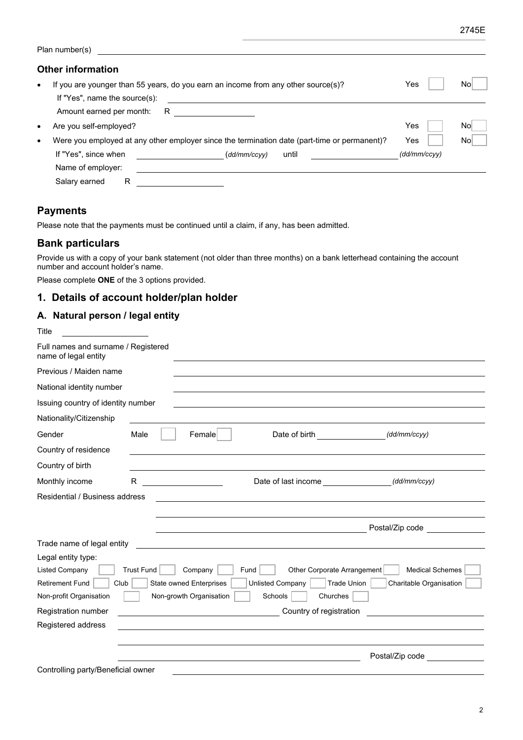Plan number(s) ______________________________

### Other information

- If you are younger than 55 years, do you earn an income from any other source(s)? Yes ☐ No ☐
  
  If "Yes", name the source(s): ______________________________
  
  Amount earned per month: R ______________
- Are you self-employed? Yes ☐ No ☐
- Were you employed at any other employer since the termination date (part-time or permanent)? Yes ☐ No ☐
  
  If "Yes", since when ______________ (*dd/mm/ccyy*) until ______________ *(dd/mm/ccyy)*
  
  Name of employer: ______________________________
  
  Salary earned R ______________

## Payments

Please note that the payments must be continued until a claim, if any, has been admitted.

## Bank particulars

Provide us with a copy of your bank statement (not older than three months) on a bank letterhead containing the account number and account holder's name.

Please complete **ONE** of the 3 options provided.

## 1. Details of account holder/plan holder

### A. Natural person / legal entity

Title ______________

Full names and surname / Registered name of legal entity ______________________________

Previous / Maiden name ______________________________

National identity number ______________________________

Issuing country of identity number ______________________________

Nationality/Citizenship ______________________________

Gender Male ☐ Female ☐ Date of birth ______________ *(dd/mm/ccyy)*

Country of residence ______________________________

Country of birth ______________________________

Monthly income R ______________ Date of last income ______________ *(dd/mm/ccyy)*

Residential / Business address ______________________________

______________________________

______________________________ Postal/Zip code ______________

Trade name of legal entity ______________________________

Legal entity type:

Listed Company ☐ Trust Fund ☐ Company ☐ Fund ☐ Other Corporate Arrangement ☐ Medical Schemes ☐

Retirement Fund ☐ Club ☐ State owned Enterprises ☐ Unlisted Company ☐ Trade Union ☐ Charitable Organisation ☐

Non-profit Organisation ☐ Non-growth Organisation ☐ Schools ☐ Churches ☐

Registration number ______________ Country of registration ______________

Registered address ______________________________

______________________________

______________________________ Postal/Zip code ______________

Controlling party/Beneficial owner ______________________________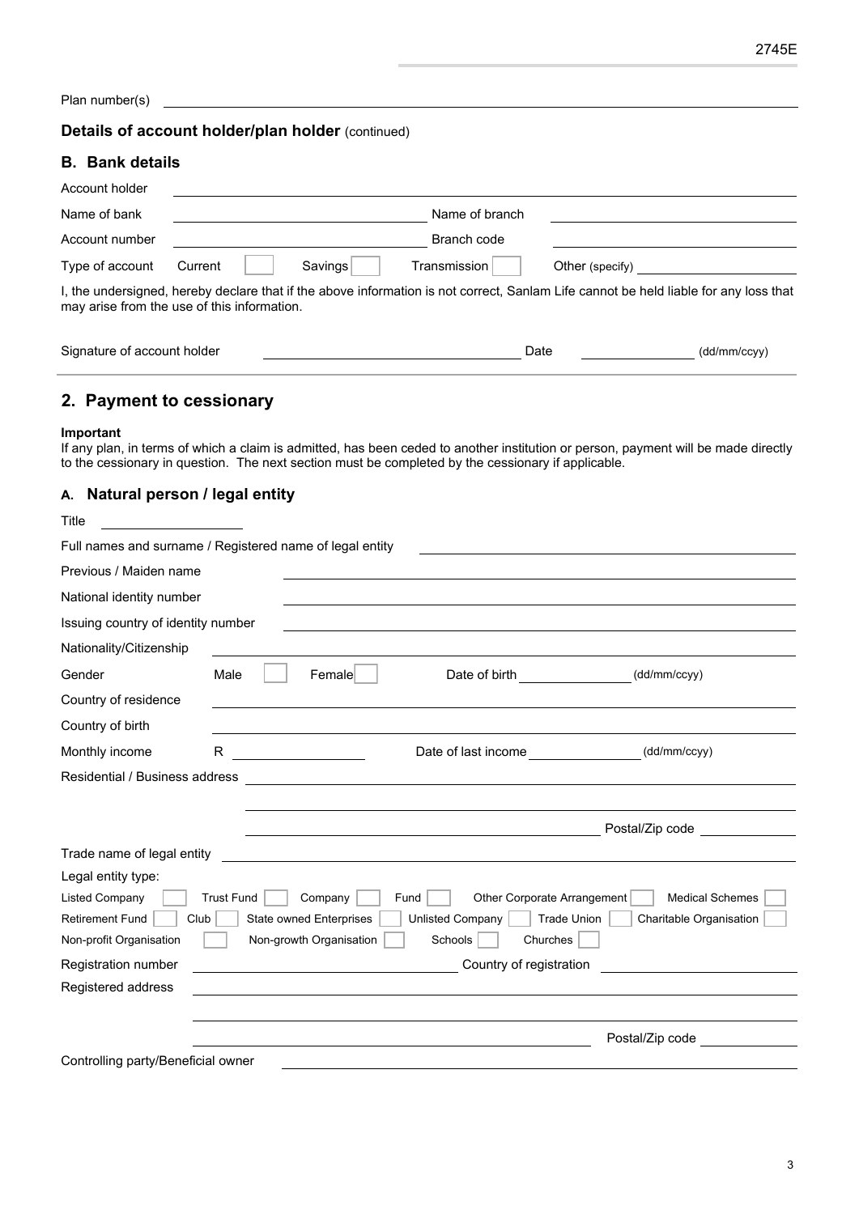Plan number(s) \_\_\_\_\_\_\_\_\_\_\_\_\_\_\_\_\_\_\_\_\_\_\_\_\_\_\_\_\_\_\_\_\_\_\_\_\_\_\_\_

## Details of account holder/plan holder (continued)

### B. Bank details

Account holder \_\_\_\_\_\_\_\_\_\_\_\_\_\_\_\_\_\_\_\_\_\_\_\_\_\_\_\_\_\_\_\_\_\_\_\_\_\_\_\_

Name of bank \_\_\_\_\_\_\_\_\_\_\_\_\_\_\_\_\_\_\_\_ Name of branch \_\_\_\_\_\_\_\_\_\_\_\_\_\_\_\_\_\_\_\_

Account number \_\_\_\_\_\_\_\_\_\_\_\_\_\_\_\_\_\_\_\_ Branch code \_\_\_\_\_\_\_\_\_\_\_\_\_\_\_\_\_\_\_\_

Type of account Current ☐ Savings ☐ Transmission ☐ Other (specify) \_\_\_\_\_\_\_\_\_\_\_\_\_\_\_\_

I, the undersigned, hereby declare that if the above information is not correct, Sanlam Life cannot be held liable for any loss that may arise from the use of this information.

Signature of account holder \_\_\_\_\_\_\_\_\_\_\_\_\_\_\_\_\_\_\_\_ Date \_\_\_\_\_\_\_\_\_\_ (dd/mm/ccyy)

## 2. Payment to cessionary

**Important**
If any plan, in terms of which a claim is admitted, has been ceded to another institution or person, payment will be made directly to the cessionary in question. The next section must be completed by the cessionary if applicable.

### A. Natural person / legal entity

Title \_\_\_\_\_\_\_\_\_\_

Full names and surname / Registered name of legal entity \_\_\_\_\_\_\_\_\_\_\_\_\_\_\_\_\_\_\_\_

Previous / Maiden name \_\_\_\_\_\_\_\_\_\_\_\_\_\_\_\_\_\_\_\_

National identity number \_\_\_\_\_\_\_\_\_\_\_\_\_\_\_\_\_\_\_\_

Issuing country of identity number \_\_\_\_\_\_\_\_\_\_\_\_\_\_\_\_\_\_\_\_

Nationality/Citizenship \_\_\_\_\_\_\_\_\_\_\_\_\_\_\_\_\_\_\_\_

Gender Male ☐ Female ☐ Date of birth \_\_\_\_\_\_\_\_\_\_ (dd/mm/ccyy)

Country of residence \_\_\_\_\_\_\_\_\_\_\_\_\_\_\_\_\_\_\_\_

Country of birth \_\_\_\_\_\_\_\_\_\_\_\_\_\_\_\_\_\_\_\_

Monthly income R \_\_\_\_\_\_\_\_\_\_ Date of last income \_\_\_\_\_\_\_\_\_\_ (dd/mm/ccyy)

Residential / Business address \_\_\_\_\_\_\_\_\_\_\_\_\_\_\_\_\_\_\_\_

\_\_\_\_\_\_\_\_\_\_\_\_\_\_\_\_\_\_\_\_

\_\_\_\_\_\_\_\_\_\_\_\_\_\_\_\_\_\_\_\_ Postal/Zip code \_\_\_\_\_\_\_\_\_\_

Trade name of legal entity \_\_\_\_\_\_\_\_\_\_\_\_\_\_\_\_\_\_\_\_

Legal entity type:

Listed Company ☐ Trust Fund ☐ Company ☐ Fund ☐ Other Corporate Arrangement ☐ Medical Schemes ☐
Retirement Fund ☐ Club ☐ State owned Enterprises ☐ Unlisted Company ☐ Trade Union ☐ Charitable Organisation ☐
Non-profit Organisation ☐ Non-growth Organisation ☐ Schools ☐ Churches ☐

Registration number \_\_\_\_\_\_\_\_\_\_\_\_\_\_\_\_\_\_\_\_ Country of registration \_\_\_\_\_\_\_\_\_\_\_\_\_\_\_\_\_\_\_\_

Registered address \_\_\_\_\_\_\_\_\_\_\_\_\_\_\_\_\_\_\_\_

\_\_\_\_\_\_\_\_\_\_\_\_\_\_\_\_\_\_\_\_

\_\_\_\_\_\_\_\_\_\_\_\_\_\_\_\_\_\_\_\_ Postal/Zip code \_\_\_\_\_\_\_\_\_\_

Controlling party/Beneficial owner \_\_\_\_\_\_\_\_\_\_\_\_\_\_\_\_\_\_\_\_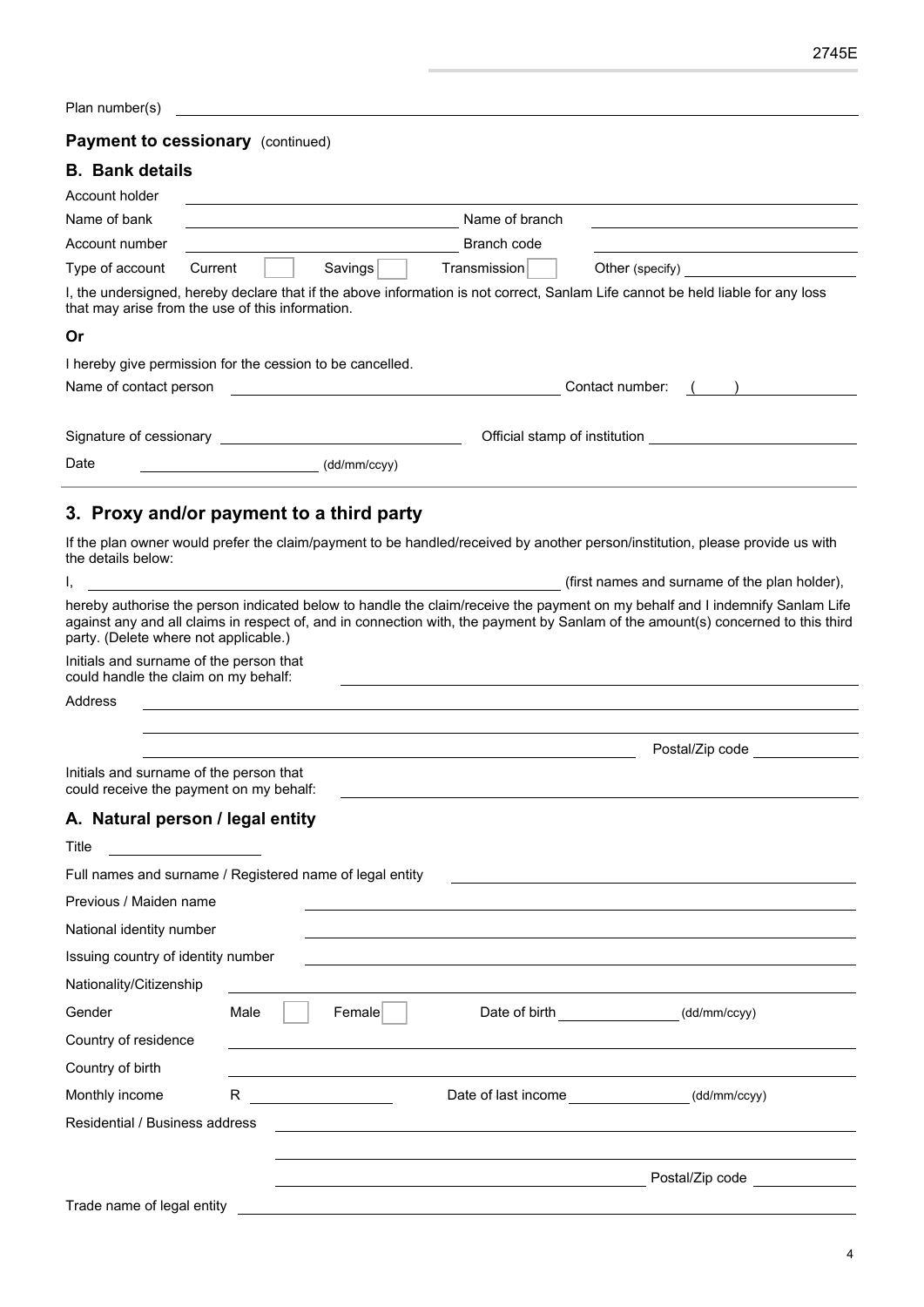Plan number(s) \_\_\_\_\_\_\_\_\_\_\_\_\_\_\_\_\_\_\_\_

**Payment to cessionary** (continued)

### B. Bank details

Account holder \_\_\_\_\_\_\_\_\_\_\_\_\_\_\_\_\_\_\_\_

Name of bank \_\_\_\_\_\_\_\_\_\_\_\_\_\_\_\_\_\_\_\_ Name of branch \_\_\_\_\_\_\_\_\_\_\_\_\_\_\_\_\_\_\_\_

Account number \_\_\_\_\_\_\_\_\_\_\_\_\_\_\_\_\_\_\_\_ Branch code \_\_\_\_\_\_\_\_\_\_\_\_\_\_\_\_\_\_\_\_

Type of account Current ☐ Savings ☐ Transmission ☐ Other (specify) \_\_\_\_\_\_\_\_\_\_\_\_\_\_\_\_\_\_\_\_

I, the undersigned, hereby declare that if the above information is not correct, Sanlam Life cannot be held liable for any loss that may arise from the use of this information.

**Or**

I hereby give permission for the cession to be cancelled.

Name of contact person \_\_\_\_\_\_\_\_\_\_\_\_\_\_\_\_\_\_\_\_ Contact number: ( ) \_\_\_\_\_\_\_\_\_\_\_\_\_\_\_\_\_\_\_\_

Signature of cessionary \_\_\_\_\_\_\_\_\_\_\_\_\_\_\_\_\_\_\_\_ Official stamp of institution \_\_\_\_\_\_\_\_\_\_\_\_\_\_\_\_\_\_\_\_

Date \_\_\_\_\_\_\_\_\_\_\_\_\_\_\_\_\_\_\_\_ (dd/mm/ccyy)

## 3. Proxy and/or payment to a third party

If the plan owner would prefer the claim/payment to be handled/received by another person/institution, please provide us with the details below:

I, \_\_\_\_\_\_\_\_\_\_\_\_\_\_\_\_\_\_\_\_ (first names and surname of the plan holder),

hereby authorise the person indicated below to handle the claim/receive the payment on my behalf and I indemnify Sanlam Life against any and all claims in respect of, and in connection with, the payment by Sanlam of the amount(s) concerned to this third party. (Delete where not applicable.)

Initials and surname of the person that could handle the claim on my behalf: \_\_\_\_\_\_\_\_\_\_\_\_\_\_\_\_\_\_\_\_

Address \_\_\_\_\_\_\_\_\_\_\_\_\_\_\_\_\_\_\_\_

\_\_\_\_\_\_\_\_\_\_\_\_\_\_\_\_\_\_\_\_

\_\_\_\_\_\_\_\_\_\_\_\_\_\_\_\_\_\_\_\_ Postal/Zip code \_\_\_\_\_\_\_\_\_\_\_\_\_\_\_\_\_\_\_\_

Initials and surname of the person that could receive the payment on my behalf: \_\_\_\_\_\_\_\_\_\_\_\_\_\_\_\_\_\_\_\_

### A. Natural person / legal entity

Title \_\_\_\_\_\_\_\_\_\_\_\_\_\_\_\_\_\_\_\_

Full names and surname / Registered name of legal entity \_\_\_\_\_\_\_\_\_\_\_\_\_\_\_\_\_\_\_\_

Previous / Maiden name \_\_\_\_\_\_\_\_\_\_\_\_\_\_\_\_\_\_\_\_

National identity number \_\_\_\_\_\_\_\_\_\_\_\_\_\_\_\_\_\_\_\_

Issuing country of identity number \_\_\_\_\_\_\_\_\_\_\_\_\_\_\_\_\_\_\_\_

Nationality/Citizenship \_\_\_\_\_\_\_\_\_\_\_\_\_\_\_\_\_\_\_\_

Gender Male ☐ Female ☐ Date of birth \_\_\_\_\_\_\_\_\_\_\_\_\_\_\_\_\_\_\_\_ (dd/mm/ccyy)

Country of residence \_\_\_\_\_\_\_\_\_\_\_\_\_\_\_\_\_\_\_\_

Country of birth \_\_\_\_\_\_\_\_\_\_\_\_\_\_\_\_\_\_\_\_

Monthly income R \_\_\_\_\_\_\_\_\_\_\_\_\_\_\_\_\_\_\_\_ Date of last income \_\_\_\_\_\_\_\_\_\_\_\_\_\_\_\_\_\_\_\_ (dd/mm/ccyy)

Residential / Business address \_\_\_\_\_\_\_\_\_\_\_\_\_\_\_\_\_\_\_\_

\_\_\_\_\_\_\_\_\_\_\_\_\_\_\_\_\_\_\_\_

\_\_\_\_\_\_\_\_\_\_\_\_\_\_\_\_\_\_\_\_ Postal/Zip code \_\_\_\_\_\_\_\_\_\_\_\_\_\_\_\_\_\_\_\_

Trade name of legal entity \_\_\_\_\_\_\_\_\_\_\_\_\_\_\_\_\_\_\_\_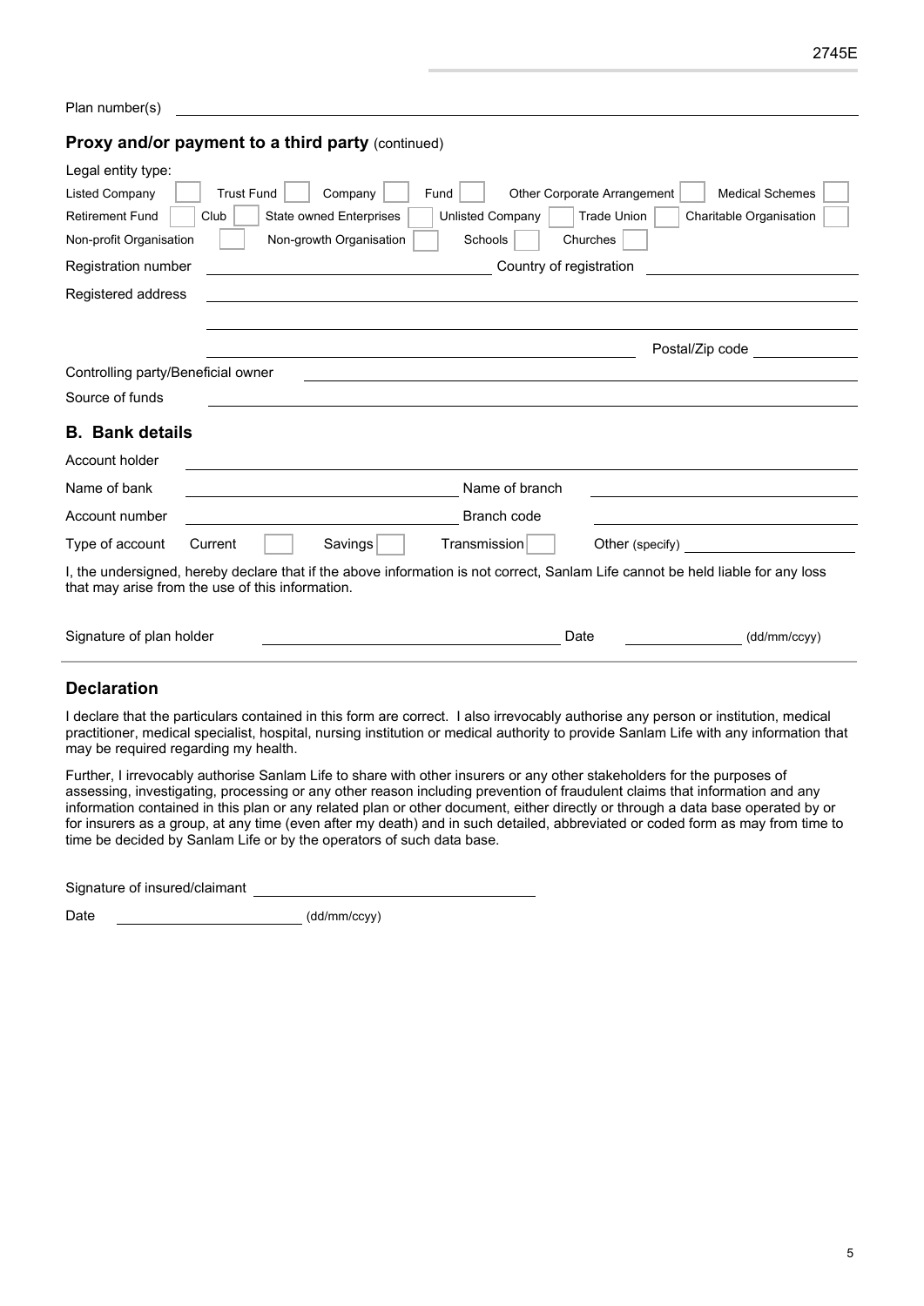Plan number(s) \_\_\_\_\_\_\_\_\_\_\_\_\_\_\_\_\_\_\_\_

## Proxy and/or payment to a third party (continued)

Legal entity type:

| | | | | | |
|---|---|---|---|---|---|
| Listed Company ☐ | Trust Fund ☐ | Company ☐ | Fund ☐ | Other Corporate Arrangement ☐ | Medical Schemes ☐ |
| Retirement Fund ☐ | Club ☐ | State owned Enterprises ☐ | Unlisted Company ☐ | Trade Union ☐ | Charitable Organisation ☐ |
| Non-profit Organisation ☐ | Non-growth Organisation ☐ | Schools ☐ | Churches ☐ | | |

Registration number \_\_\_\_\_\_\_\_\_\_\_\_\_\_\_\_\_\_\_\_ Country of registration \_\_\_\_\_\_\_\_\_\_\_\_\_\_\_\_\_\_\_\_

Registered address \_\_\_\_\_\_\_\_\_\_\_\_\_\_\_\_\_\_\_\_

\_\_\_\_\_\_\_\_\_\_\_\_\_\_\_\_\_\_\_\_

\_\_\_\_\_\_\_\_\_\_\_\_\_\_\_\_\_\_\_\_ Postal/Zip code \_\_\_\_\_\_\_\_\_\_

Controlling party/Beneficial owner \_\_\_\_\_\_\_\_\_\_\_\_\_\_\_\_\_\_\_\_

Source of funds \_\_\_\_\_\_\_\_\_\_\_\_\_\_\_\_\_\_\_\_

## B. Bank details

Account holder \_\_\_\_\_\_\_\_\_\_\_\_\_\_\_\_\_\_\_\_

Name of bank \_\_\_\_\_\_\_\_\_\_\_\_\_\_\_\_\_\_\_\_ Name of branch \_\_\_\_\_\_\_\_\_\_\_\_\_\_\_\_\_\_\_\_

Account number \_\_\_\_\_\_\_\_\_\_\_\_\_\_\_\_\_\_\_\_ Branch code \_\_\_\_\_\_\_\_\_\_\_\_\_\_\_\_\_\_\_\_

Type of account Current ☐ Savings ☐ Transmission ☐ Other (specify) \_\_\_\_\_\_\_\_\_\_\_\_\_\_\_\_\_\_\_\_

I, the undersigned, hereby declare that if the above information is not correct, Sanlam Life cannot be held liable for any loss that may arise from the use of this information.

Signature of plan holder \_\_\_\_\_\_\_\_\_\_\_\_\_\_\_\_\_\_\_\_ Date \_\_\_\_\_\_\_\_\_\_ (dd/mm/ccyy)

## Declaration

I declare that the particulars contained in this form are correct. I also irrevocably authorise any person or institution, medical practitioner, medical specialist, hospital, nursing institution or medical authority to provide Sanlam Life with any information that may be required regarding my health.

Further, I irrevocably authorise Sanlam Life to share with other insurers or any other stakeholders for the purposes of assessing, investigating, processing or any other reason including prevention of fraudulent claims that information and any information contained in this plan or any related plan or other document, either directly or through a data base operated by or for insurers as a group, at any time (even after my death) and in such detailed, abbreviated or coded form as may from time to time be decided by Sanlam Life or by the operators of such data base.

Signature of insured/claimant \_\_\_\_\_\_\_\_\_\_\_\_\_\_\_\_\_\_\_\_

Date \_\_\_\_\_\_\_\_\_\_ (dd/mm/ccyy)